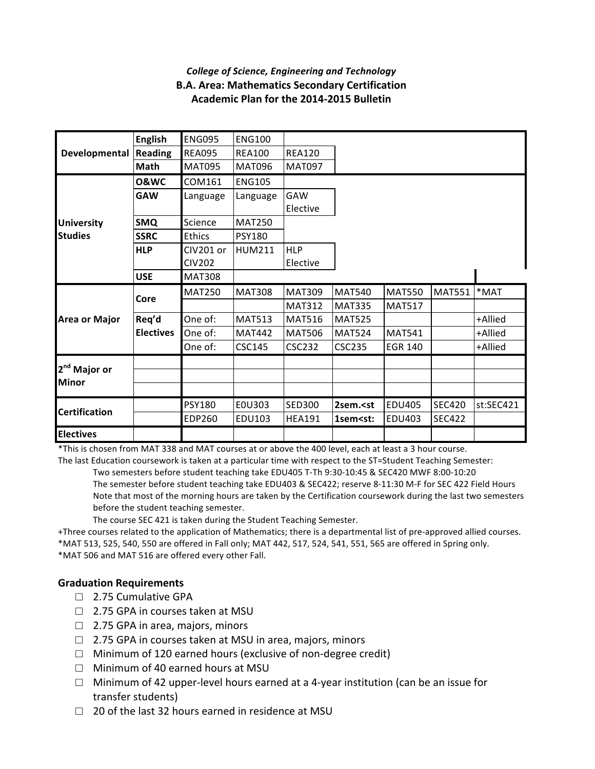*College of Science, Engineering and Technology*

**B.A. Area: Mathematics Secondary Certification**

**Academic Plan for the 2014-2015 Bulletin**

| | | | | | | | | |
|---|---|---|---|---|---|---|---|---|
| **Developmental** | **English** | ENG095 | ENG100 | | | | | |
| | **Reading** | REA095 | REA100 | REA120 | | | | |
| | **Math** | MAT095 | MAT096 | MAT097 | | | | |
| **University Studies** | **O&WC** | COM161 | ENG105 | | | | | |
| | **GAW** | Language | Language | GAW Elective | | | | |
| | **SMQ** | Science | MAT250 | | | | | |
| | **SSRC** | Ethics | PSY180 | | | | | |
| | **HLP** | CIV201 or CIV202 | HUM211 | HLP Elective | | | | |
| | **USE** | MAT308 | | | | | | |
| **Area or Major** | **Core** | MAT250 | MAT308 | MAT309 | MAT540 | MAT550 | MAT551 | *MAT |
| | | | | MAT312 | MAT335 | MAT517 | | |
| | **Req'd Electives** | One of: | MAT513 | MAT516 | MAT525 | | | +Allied |
| | | One of: | MAT442 | MAT506 | MAT524 | MAT541 | | +Allied |
| | | One of: | CSC145 | CSC232 | CSC235 | EGR 140 | | +Allied |
| **2nd Major or Minor** | | | | | | | | |
| | | | | | | | | |
| | | | | | | | | |
| **Certification** | | PSY180 | E0U303 | SED300 | 2sem.<st | EDU405 | SEC420 | st:SEC421 |
| | | EDP260 | EDU103 | HEA191 | 1sem<st: | EDU403 | SEC422 | |
| **Electives** | | | | | | | | |

*This is chosen from MAT 338 and MAT courses at or above the 400 level, each at least a 3 hour course.

The last Education coursework is taken at a particular time with respect to the ST=Student Teaching Semester:

Two semesters before student teaching take EDU405 T-Th 9:30-10:45 & SEC420 MWF 8:00-10:20

The semester before student teaching take EDU403 & SEC422; reserve 8-11:30 M-F for SEC 422 Field Hours

Note that most of the morning hours are taken by the Certification coursework during the last two semesters before the student teaching semester.

The course SEC 421 is taken during the Student Teaching Semester.

+Three courses related to the application of Mathematics; there is a departmental list of pre-approved allied courses.

*MAT 513, 525, 540, 550 are offered in Fall only; MAT 442, 517, 524, 541, 551, 565 are offered in Spring only.

*MAT 506 and MAT 516 are offered every other Fall.

### Graduation Requirements

- ☐ 2.75 Cumulative GPA
- ☐ 2.75 GPA in courses taken at MSU
- ☐ 2.75 GPA in area, majors, minors
- ☐ 2.75 GPA in courses taken at MSU in area, majors, minors
- ☐ Minimum of 120 earned hours (exclusive of non-degree credit)
- ☐ Minimum of 40 earned hours at MSU
- ☐ Minimum of 42 upper-level hours earned at a 4-year institution (can be an issue for transfer students)
- ☐ 20 of the last 32 hours earned in residence at MSU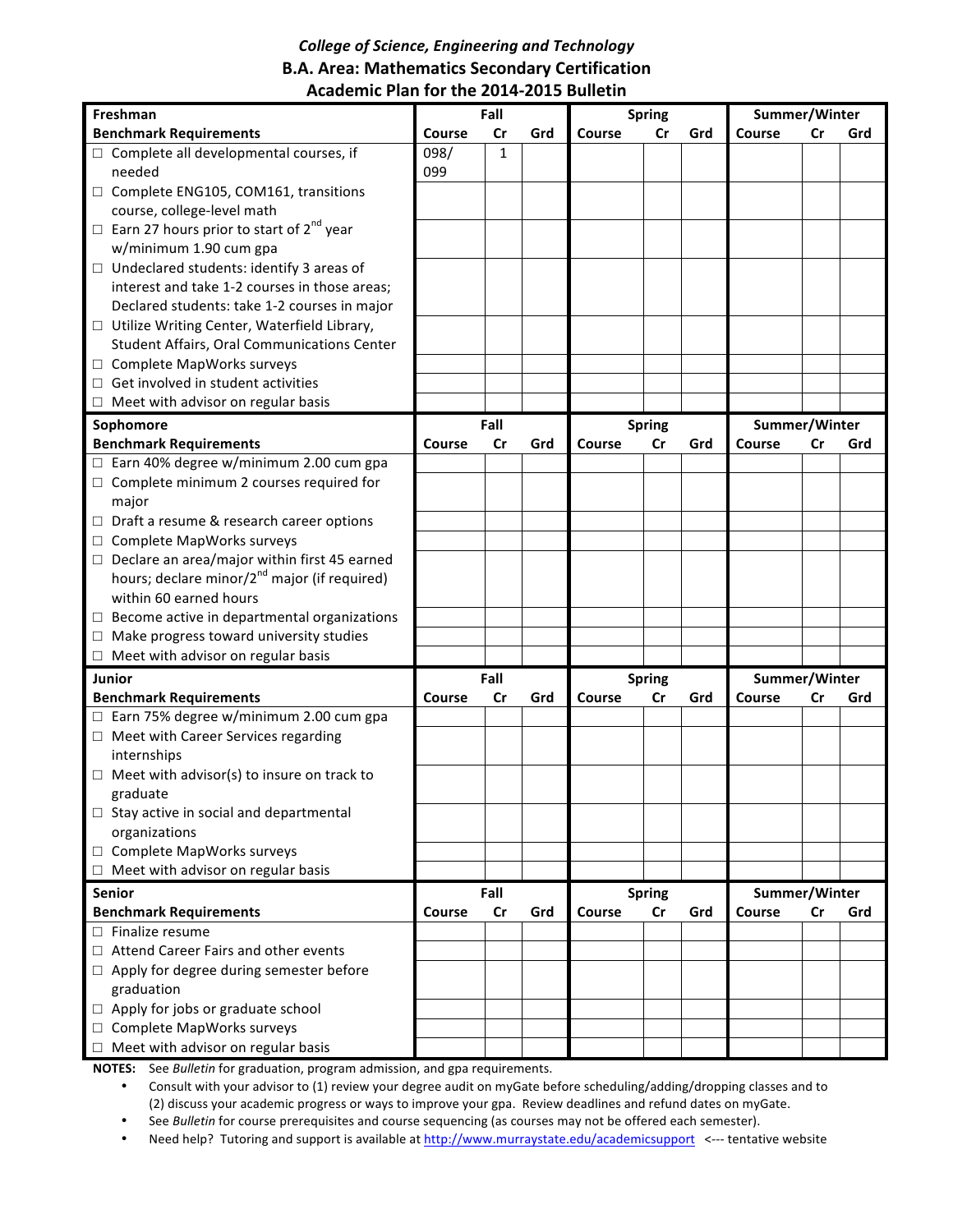*College of Science, Engineering and Technology*

**B.A. Area: Mathematics Secondary Certification**

**Academic Plan for the 2014-2015 Bulletin**

| **Freshman** | **Fall** | | | **Spring** | | | **Summer/Winter** | | |
|---|---|---|---|---|---|---|---|---|---|
| **Benchmark Requirements** | **Course** | **Cr** | **Grd** | **Course** | **Cr** | **Grd** | **Course** | **Cr** | **Grd** |
| ☐ Complete all developmental courses, if needed | 098/ 099 | 1 | | | | | | | |
| ☐ Complete ENG105, COM161, transitions course, college-level math | | | | | | | | | |
| ☐ Earn 27 hours prior to start of 2nd year w/minimum 1.90 cum gpa | | | | | | | | | |
| ☐ Undeclared students: identify 3 areas of interest and take 1-2 courses in those areas; Declared students: take 1-2 courses in major | | | | | | | | | |
| ☐ Utilize Writing Center, Waterfield Library, Student Affairs, Oral Communications Center | | | | | | | | | |
| ☐ Complete MapWorks surveys | | | | | | | | | |
| ☐ Get involved in student activities | | | | | | | | | |
| ☐ Meet with advisor on regular basis | | | | | | | | | |

| **Sophomore** | **Fall** | | | **Spring** | | | **Summer/Winter** | | |
|---|---|---|---|---|---|---|---|---|---|
| **Benchmark Requirements** | **Course** | **Cr** | **Grd** | **Course** | **Cr** | **Grd** | **Course** | **Cr** | **Grd** |
| ☐ Earn 40% degree w/minimum 2.00 cum gpa | | | | | | | | | |
| ☐ Complete minimum 2 courses required for major | | | | | | | | | |
| ☐ Draft a resume & research career options | | | | | | | | | |
| ☐ Complete MapWorks surveys | | | | | | | | | |
| ☐ Declare an area/major within first 45 earned hours; declare minor/2nd major (if required) within 60 earned hours | | | | | | | | | |
| ☐ Become active in departmental organizations | | | | | | | | | |
| ☐ Make progress toward university studies | | | | | | | | | |
| ☐ Meet with advisor on regular basis | | | | | | | | | |

| **Junior** | **Fall** | | | **Spring** | | | **Summer/Winter** | | |
|---|---|---|---|---|---|---|---|---|---|
| **Benchmark Requirements** | **Course** | **Cr** | **Grd** | **Course** | **Cr** | **Grd** | **Course** | **Cr** | **Grd** |
| ☐ Earn 75% degree w/minimum 2.00 cum gpa | | | | | | | | | |
| ☐ Meet with Career Services regarding internships | | | | | | | | | |
| ☐ Meet with advisor(s) to insure on track to graduate | | | | | | | | | |
| ☐ Stay active in social and departmental organizations | | | | | | | | | |
| ☐ Complete MapWorks surveys | | | | | | | | | |
| ☐ Meet with advisor on regular basis | | | | | | | | | |

| **Senior** | **Fall** | | | **Spring** | | | **Summer/Winter** | | |
|---|---|---|---|---|---|---|---|---|---|
| **Benchmark Requirements** | **Course** | **Cr** | **Grd** | **Course** | **Cr** | **Grd** | **Course** | **Cr** | **Grd** |
| ☐ Finalize resume | | | | | | | | | |
| ☐ Attend Career Fairs and other events | | | | | | | | | |
| ☐ Apply for degree during semester before graduation | | | | | | | | | |
| ☐ Apply for jobs or graduate school | | | | | | | | | |
| ☐ Complete MapWorks surveys | | | | | | | | | |
| ☐ Meet with advisor on regular basis | | | | | | | | | |

**NOTES:** See *Bulletin* for graduation, program admission, and gpa requirements.

- Consult with your advisor to (1) review your degree audit on myGate before scheduling/adding/dropping classes and to (2) discuss your academic progress or ways to improve your gpa. Review deadlines and refund dates on myGate.
- See *Bulletin* for course prerequisites and course sequencing (as courses may not be offered each semester).
- Need help? Tutoring and support is available at http://www.murraystate.edu/academicsupport <--- tentative website